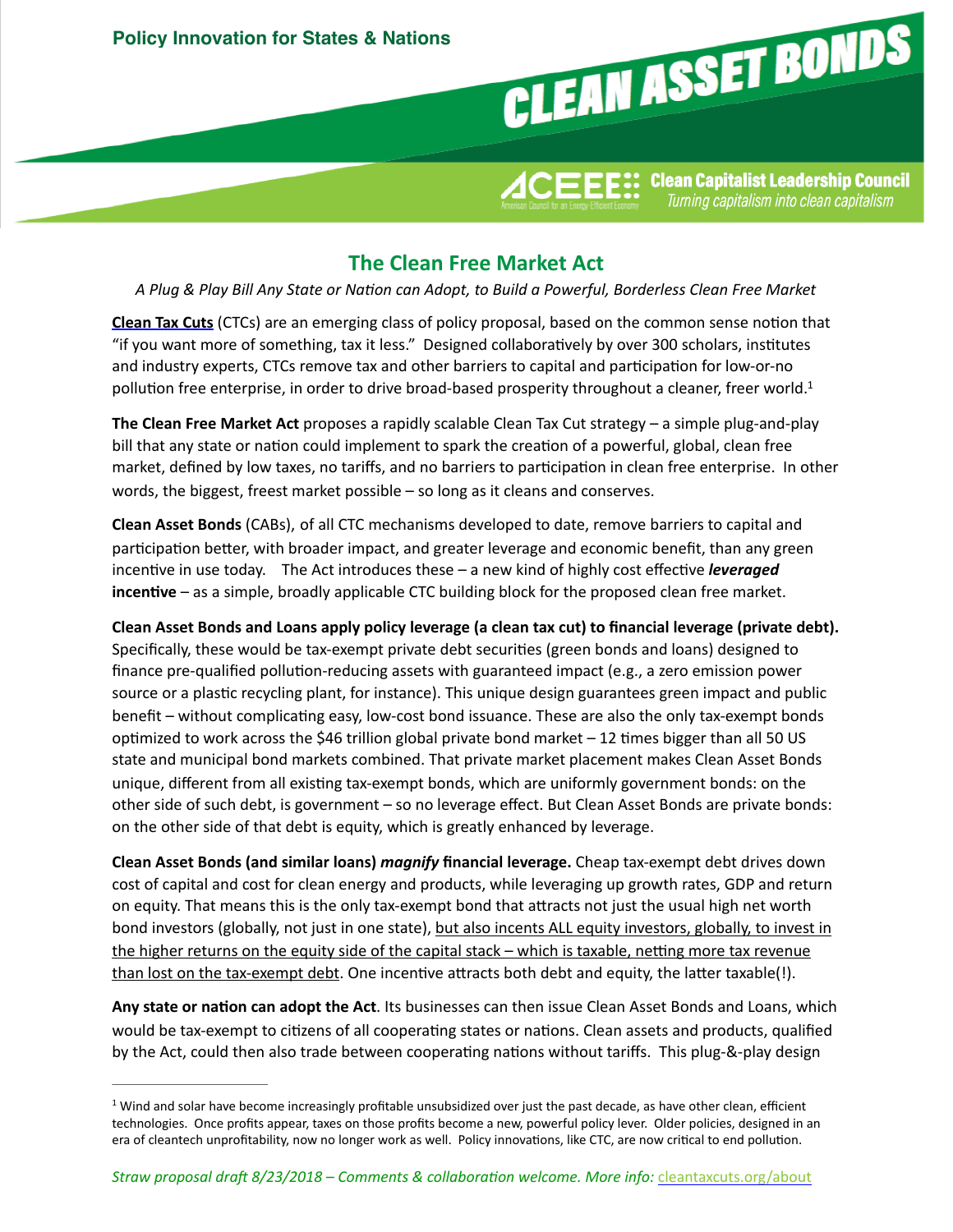Policy Innovation for States & Nations

CLEAN ASSET BONDS

ACEEE Clean Capitalist Leadership Council
*Turning capitalism into clean capitalism*

## The Clean Free Market Act

*A Plug & Play Bill Any State or Nation can Adopt, to Build a Powerful, Borderless Clean Free Market*

**Clean Tax Cuts** (CTCs) are an emerging class of policy proposal, based on the common sense notion that "if you want more of something, tax it less." Designed collaboratively by over 300 scholars, institutes and industry experts, CTCs remove tax and other barriers to capital and participation for low-or-no pollution free enterprise, in order to drive broad-based prosperity throughout a cleaner, freer world.[1]

**The Clean Free Market Act** proposes a rapidly scalable Clean Tax Cut strategy – a simple plug-and-play bill that any state or nation could implement to spark the creation of a powerful, global, clean free market, defined by low taxes, no tariffs, and no barriers to participation in clean free enterprise. In other words, the biggest, freest market possible – so long as it cleans and conserves.

**Clean Asset Bonds** (CABs), of all CTC mechanisms developed to date, remove barriers to capital and participation better, with broader impact, and greater leverage and economic benefit, than any green incentive in use today. The Act introduces these – a new kind of highly cost effective ***leveraged*** **incentive** – as a simple, broadly applicable CTC building block for the proposed clean free market.

**Clean Asset Bonds and Loans apply policy leverage (a clean tax cut) to financial leverage (private debt).** Specifically, these would be tax-exempt private debt securities (green bonds and loans) designed to finance pre-qualified pollution-reducing assets with guaranteed impact (e.g., a zero emission power source or a plastic recycling plant, for instance). This unique design guarantees green impact and public benefit – without complicating easy, low-cost bond issuance. These are also the only tax-exempt bonds optimized to work across the $46 trillion global private bond market – 12 times bigger than all 50 US state and municipal bond markets combined. That private market placement makes Clean Asset Bonds unique, different from all existing tax-exempt bonds, which are uniformly government bonds: on the other side of such debt, is government – so no leverage effect. But Clean Asset Bonds are private bonds: on the other side of that debt is equity, which is greatly enhanced by leverage.

**Clean Asset Bonds (and similar loans)** ***magnify*** **financial leverage.** Cheap tax-exempt debt drives down cost of capital and cost for clean energy and products, while leveraging up growth rates, GDP and return on equity. That means this is the only tax-exempt bond that attracts not just the usual high net worth bond investors (globally, not just in one state), <u>but also incents ALL equity investors, globally, to invest in the higher returns on the equity side of the capital stack – which is taxable, netting more tax revenue than lost on the tax-exempt debt</u>. One incentive attracts both debt and equity, the latter taxable(!).

**Any state or nation can adopt the Act**. Its businesses can then issue Clean Asset Bonds and Loans, which would be tax-exempt to citizens of all cooperating states or nations. Clean assets and products, qualified by the Act, could then also trade between cooperating nations without tariffs. This plug-&-play design

---

[1] Wind and solar have become increasingly profitable unsubsidized over just the past decade, as have other clean, efficient technologies. Once profits appear, taxes on those profits become a new, powerful policy lever. Older policies, designed in an era of cleantech unprofitability, now no longer work as well. Policy innovations, like CTC, are now critical to end pollution.

*Straw proposal draft 8/23/2018 – Comments & collaboration welcome. More info:* cleantaxcuts.org/about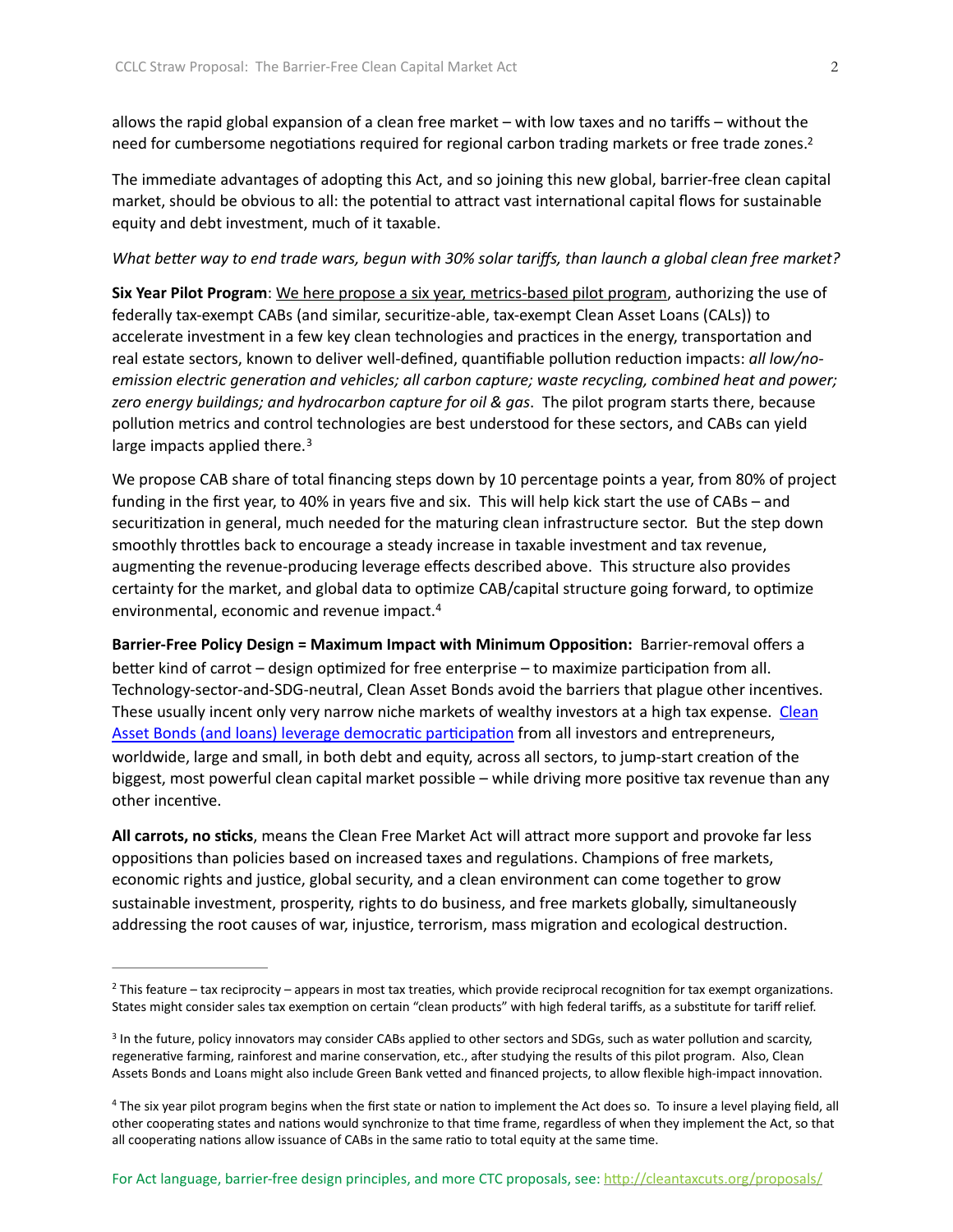allows the rapid global expansion of a clean free market – with low taxes and no tariffs – without the need for cumbersome negotiations required for regional carbon trading markets or free trade zones.[2]

The immediate advantages of adopting this Act, and so joining this new global, barrier-free clean capital market, should be obvious to all: the potential to attract vast international capital flows for sustainable equity and debt investment, much of it taxable.

*What better way to end trade wars, begun with 30% solar tariffs, than launch a global clean free market?*

**Six Year Pilot Program**: We here propose a six year, metrics-based pilot program, authorizing the use of federally tax-exempt CABs (and similar, securitize-able, tax-exempt Clean Asset Loans (CALs)) to accelerate investment in a few key clean technologies and practices in the energy, transportation and real estate sectors, known to deliver well-defined, quantifiable pollution reduction impacts: *all low/no-emission electric generation and vehicles; all carbon capture; waste recycling, combined heat and power; zero energy buildings; and hydrocarbon capture for oil & gas*. The pilot program starts there, because pollution metrics and control technologies are best understood for these sectors, and CABs can yield large impacts applied there.[3]

We propose CAB share of total financing steps down by 10 percentage points a year, from 80% of project funding in the first year, to 40% in years five and six. This will help kick start the use of CABs – and securitization in general, much needed for the maturing clean infrastructure sector. But the step down smoothly throttles back to encourage a steady increase in taxable investment and tax revenue, augmenting the revenue-producing leverage effects described above. This structure also provides certainty for the market, and global data to optimize CAB/capital structure going forward, to optimize environmental, economic and revenue impact.[4]

**Barrier-Free Policy Design = Maximum Impact with Minimum Opposition:** Barrier-removal offers a better kind of carrot – design optimized for free enterprise – to maximize participation from all. Technology-sector-and-SDG-neutral, Clean Asset Bonds avoid the barriers that plague other incentives. These usually incent only very narrow niche markets of wealthy investors at a high tax expense. Clean Asset Bonds (and loans) leverage democratic participation from all investors and entrepreneurs, worldwide, large and small, in both debt and equity, across all sectors, to jump-start creation of the biggest, most powerful clean capital market possible – while driving more positive tax revenue than any other incentive.

**All carrots, no sticks**, means the Clean Free Market Act will attract more support and provoke far less oppositions than policies based on increased taxes and regulations. Champions of free markets, economic rights and justice, global security, and a clean environment can come together to grow sustainable investment, prosperity, rights to do business, and free markets globally, simultaneously addressing the root causes of war, injustice, terrorism, mass migration and ecological destruction.

---

[2] This feature – tax reciprocity – appears in most tax treaties, which provide reciprocal recognition for tax exempt organizations. States might consider sales tax exemption on certain "clean products" with high federal tariffs, as a substitute for tariff relief.

[3] In the future, policy innovators may consider CABs applied to other sectors and SDGs, such as water pollution and scarcity, regenerative farming, rainforest and marine conservation, etc., after studying the results of this pilot program. Also, Clean Assets Bonds and Loans might also include Green Bank vetted and financed projects, to allow flexible high-impact innovation.

[4] The six year pilot program begins when the first state or nation to implement the Act does so. To insure a level playing field, all other cooperating states and nations would synchronize to that time frame, regardless of when they implement the Act, so that all cooperating nations allow issuance of CABs in the same ratio to total equity at the same time.

For Act language, barrier-free design principles, and more CTC proposals, see: http://cleantaxcuts.org/proposals/